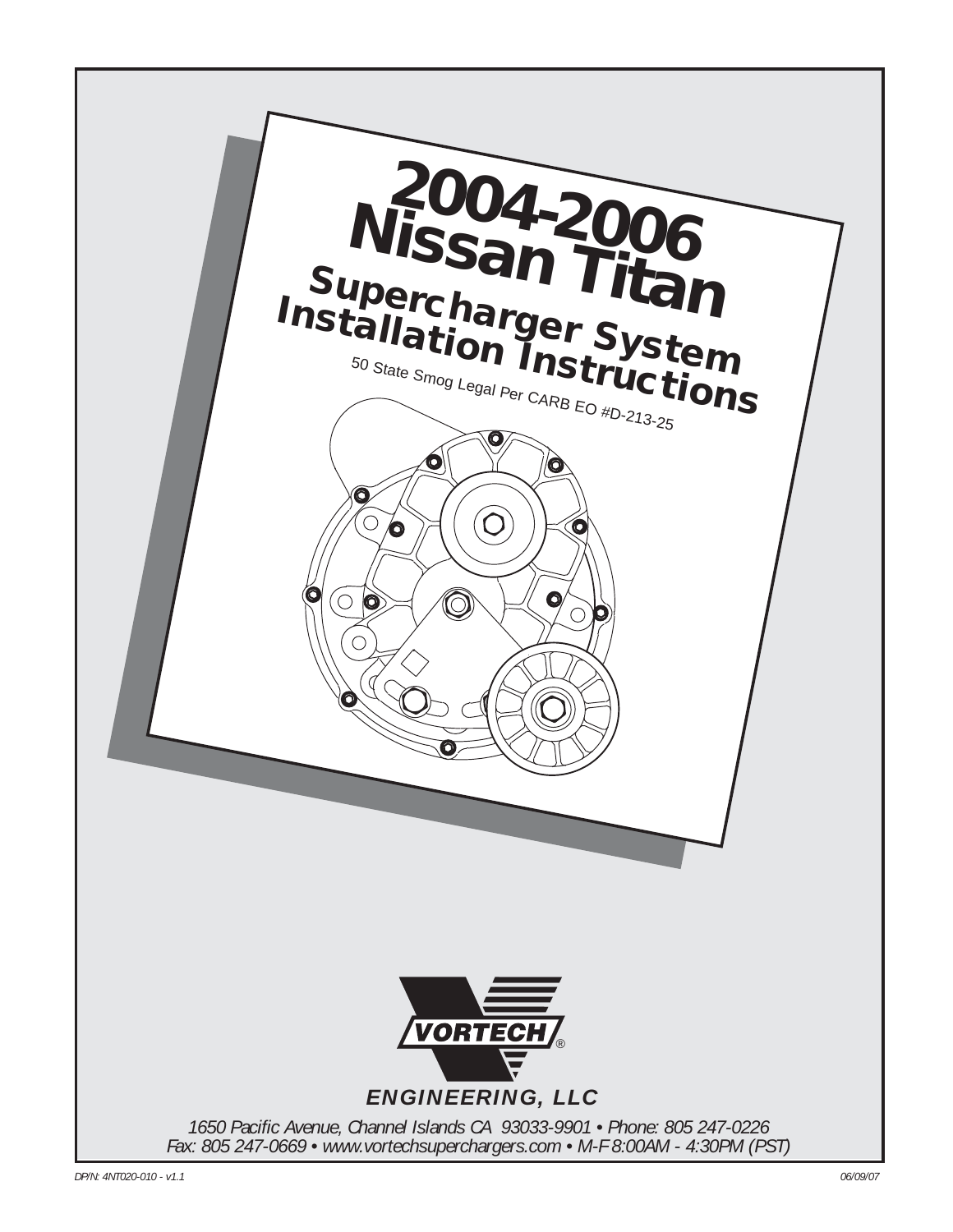# 2004-2006 Nissan Titan

## Supercharger System Installation Instructions

50 State Smog Legal Per CARB EO #D-213-25

VORTECH®

*ENGINEERING, LLC*

*1650 Pacific Avenue, Channel Islands CA 93033-9901 • Phone: 805 247-0226*
*Fax: 805 247-0669 • www.vortechsuperchargers.com • M-F 8:00AM - 4:30PM (PST)*

*DP/N: 4NT020-010 - v1.1*

*06/09/07*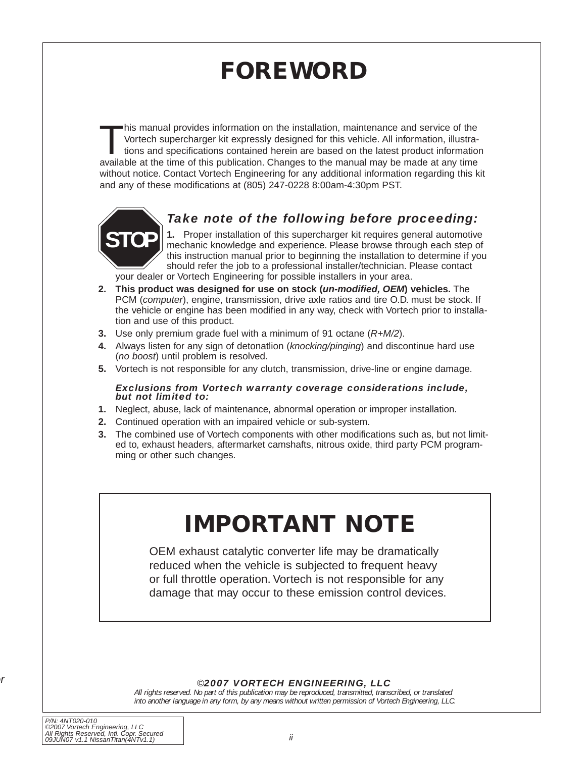# FOREWORD

This manual provides information on the installation, maintenance and service of the Vortech supercharger kit expressly designed for this vehicle. All information, illustrations and specifications contained herein are based on the latest product information available at the time of this publication. Changes to the manual may be made at any time without notice. Contact Vortech Engineering for any additional information regarding this kit and any of these modifications at (805) 247-0228 8:00am-4:30pm PST.

STOP

***Take note of the following before proceeding:***

1. Proper installation of this supercharger kit requires general automotive mechanic knowledge and experience. Please browse through each step of this instruction manual prior to beginning the installation to determine if you should refer the job to a professional installer/technician. Please contact your dealer or Vortech Engineering for possible installers in your area.
2. **This product was designed for use on stock (*un-modified, OEM*) vehicles.** The PCM (*computer*), engine, transmission, drive axle ratios and tire O.D. must be stock. If the vehicle or engine has been modified in any way, check with Vortech prior to installation and use of this product.
3. Use only premium grade fuel with a minimum of 91 octane (*R+M/2*).
4. Always listen for any sign of detonatlion (*knocking/pinging*) and discontinue hard use (*no boost*) until problem is resolved.
5. Vortech is not responsible for any clutch, transmission, drive-line or engine damage.

***Exclusions from Vortech warranty coverage considerations include, but not limited to:***

1. Neglect, abuse, lack of maintenance, abnormal operation or improper installation.
2. Continued operation with an impaired vehicle or sub-system.
3. The combined use of Vortech components with other modifications such as, but not limited to, exhaust headers, aftermarket camshafts, nitrous oxide, third party PCM programming or other such changes.

## IMPORTANT NOTE

OEM exhaust catalytic converter life may be dramatically reduced when the vehicle is subjected to frequent heavy or full throttle operation. Vortech is not responsible for any damage that may occur to these emission control devices.

***©2007 VORTECH ENGINEERING, LLC***

*All rights reserved. No part of this publication may be reproduced, transmitted, transcribed, or translated into another language in any form, by any means without written permission of Vortech Engineering, LLC.*

*P/N: 4NT020-010*
*©2007 Vortech Engineering, LLC*
*All Rights Reserved, Intl. Copr. Secured*
*09JUN07 v1.1 NissanTitan(4NTv1.1)*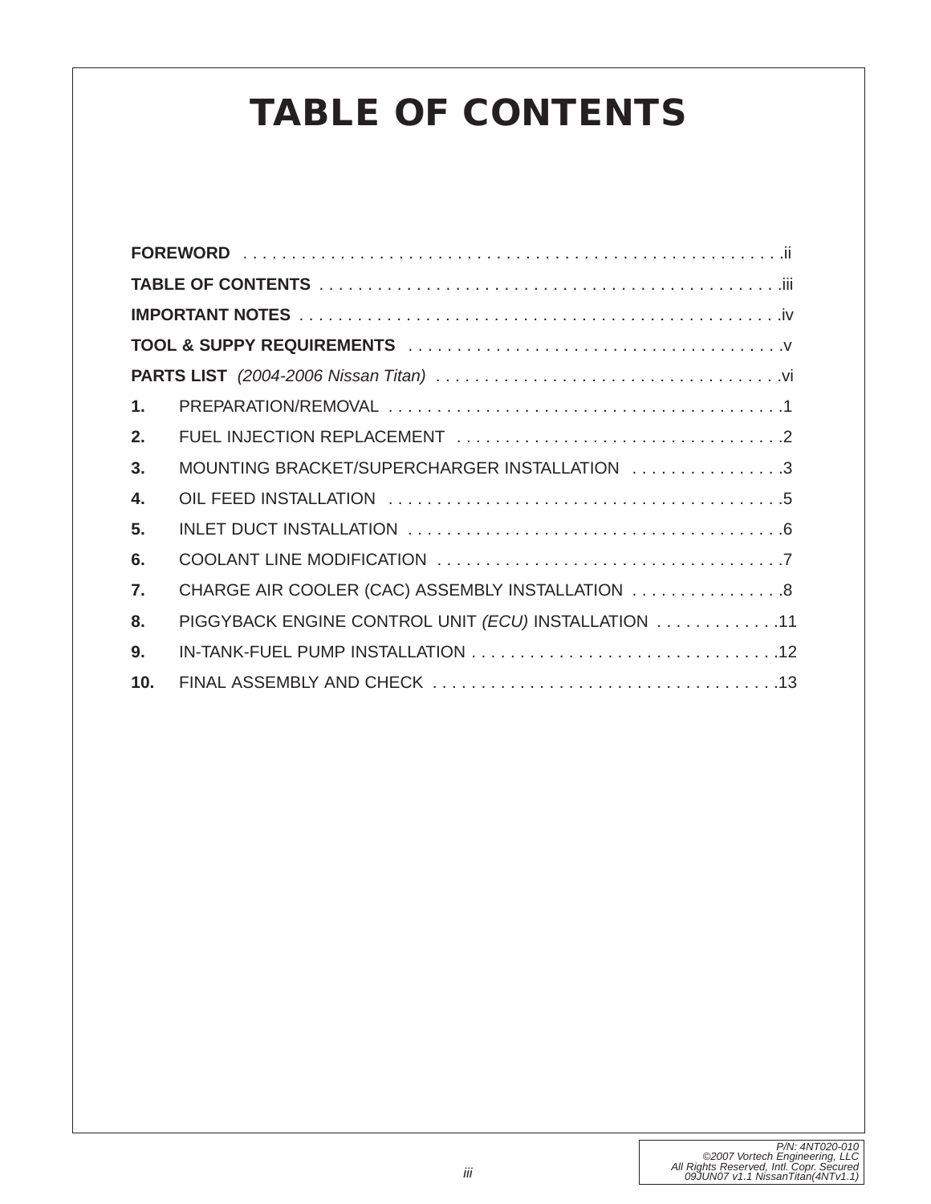# TABLE OF CONTENTS

**FOREWORD** . . . . . . . . . . . . . . . . . . . . . . . . . . . . . . . . . . . . . . . . . . . . . . . . . . . . . .ii

**TABLE OF CONTENTS** . . . . . . . . . . . . . . . . . . . . . . . . . . . . . . . . . . . . . . . . . . . . . . . .iii

**IMPORTANT NOTES** . . . . . . . . . . . . . . . . . . . . . . . . . . . . . . . . . . . . . . . . . . . . . . . . . .iv

**TOOL & SUPPY REQUIREMENTS** . . . . . . . . . . . . . . . . . . . . . . . . . . . . . . . . . . . . . . .v

**PARTS LIST** *(2004-2006 Nissan Titan)* . . . . . . . . . . . . . . . . . . . . . . . . . . . . . . . . . . . .vi

**1.** PREPARATION/REMOVAL . . . . . . . . . . . . . . . . . . . . . . . . . . . . . . . . . . . . . . . . .1

**2.** FUEL INJECTION REPLACEMENT . . . . . . . . . . . . . . . . . . . . . . . . . . . . . . . . . .2

**3.** MOUNTING BRACKET/SUPERCHARGER INSTALLATION . . . . . . . . . . . . . . . .3

**4.** OIL FEED INSTALLATION . . . . . . . . . . . . . . . . . . . . . . . . . . . . . . . . . . . . . . . . .5

**5.** INLET DUCT INSTALLATION . . . . . . . . . . . . . . . . . . . . . . . . . . . . . . . . . . . . . . .6

**6.** COOLANT LINE MODIFICATION . . . . . . . . . . . . . . . . . . . . . . . . . . . . . . . . . . . .7

**7.** CHARGE AIR COOLER (CAC) ASSEMBLY INSTALLATION . . . . . . . . . . . . . . . .8

**8.** PIGGYBACK ENGINE CONTROL UNIT *(ECU)* INSTALLATION . . . . . . . . . . . . .11

**9.** IN-TANK-FUEL PUMP INSTALLATION . . . . . . . . . . . . . . . . . . . . . . . . . . . . . . .12

**10.** FINAL ASSEMBLY AND CHECK . . . . . . . . . . . . . . . . . . . . . . . . . . . . . . . . . . .13

*P/N: 4NT020-010*
*©2007 Vortech Engineering, LLC*
*All Rights Reserved, Intl. Copr. Secured*
*09JUN07 v1.1 NissanTitan(4NTv1.1)*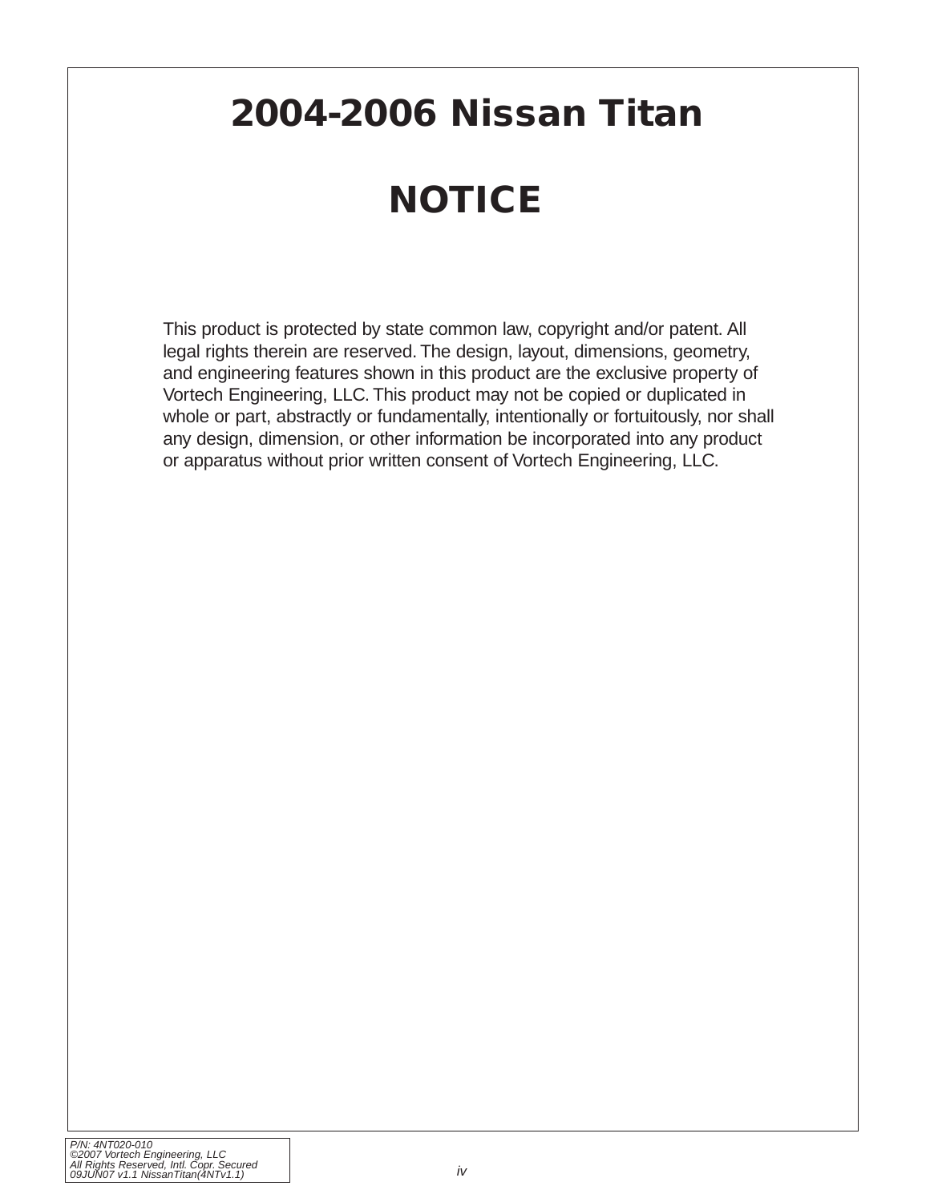# 2004-2006 Nissan Titan

# NOTICE

This product is protected by state common law, copyright and/or patent. All legal rights therein are reserved. The design, layout, dimensions, geometry, and engineering features shown in this product are the exclusive property of Vortech Engineering, LLC. This product may not be copied or duplicated in whole or part, abstractly or fundamentally, intentionally or fortuitously, nor shall any design, dimension, or other information be incorporated into any product or apparatus without prior written consent of Vortech Engineering, LLC.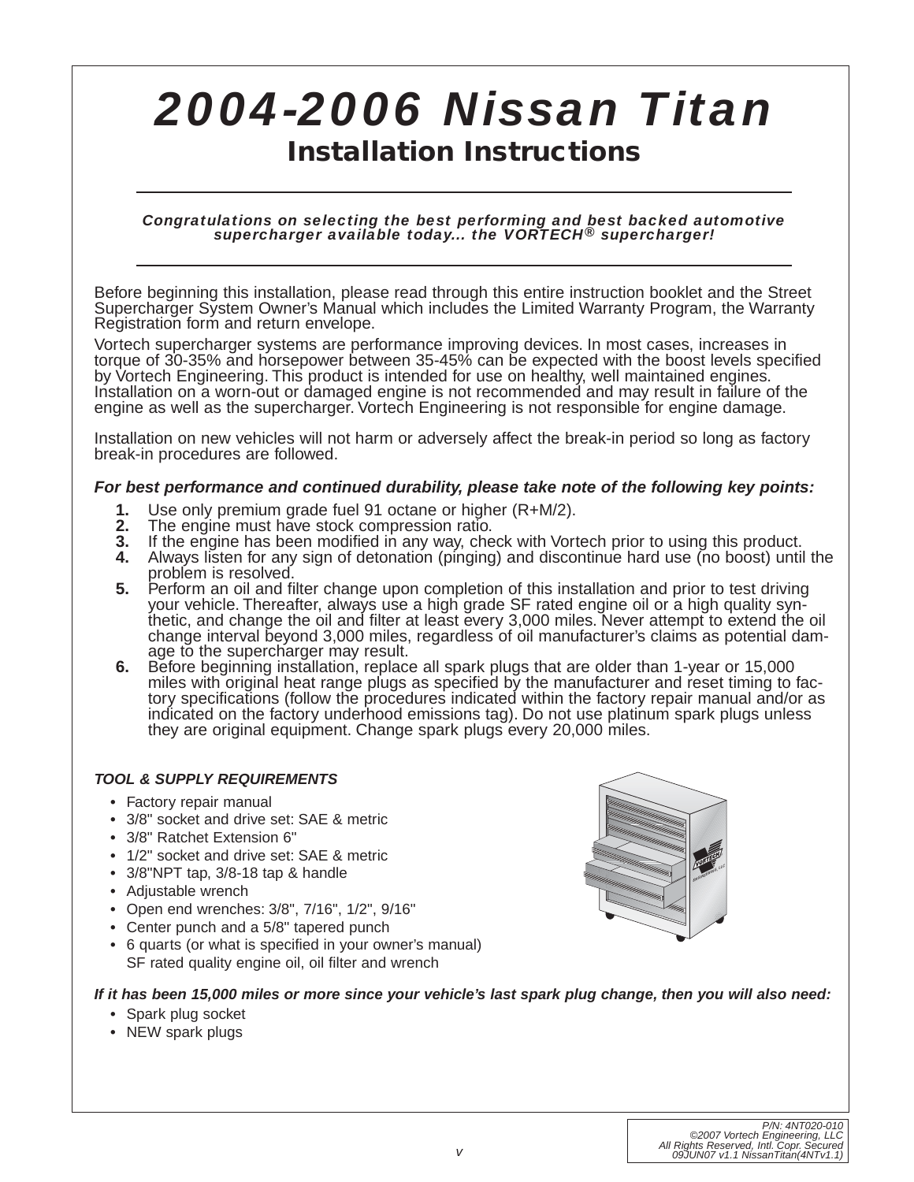# 2004-2006 Nissan Titan

## Installation Instructions

***Congratulations on selecting the best performing and best backed automotive supercharger available today... the VORTECH® supercharger!***

Before beginning this installation, please read through this entire instruction booklet and the Street Supercharger System Owner's Manual which includes the Limited Warranty Program, the Warranty Registration form and return envelope.

Vortech supercharger systems are performance improving devices. In most cases, increases in torque of 30-35% and horsepower between 35-45% can be expected with the boost levels specified by Vortech Engineering. This product is intended for use on healthy, well maintained engines. Installation on a worn-out or damaged engine is not recommended and may result in failure of the engine as well as the supercharger. Vortech Engineering is not responsible for engine damage.

Installation on new vehicles will not harm or adversely affect the break-in period so long as factory break-in procedures are followed.

***For best performance and continued durability, please take note of the following key points:***

1. Use only premium grade fuel 91 octane or higher (R+M/2).
2. The engine must have stock compression ratio.
3. If the engine has been modified in any way, check with Vortech prior to using this product.
4. Always listen for any sign of detonation (pinging) and discontinue hard use (no boost) until the problem is resolved.
5. Perform an oil and filter change upon completion of this installation and prior to test driving your vehicle. Thereafter, always use a high grade SF rated engine oil or a high quality synthetic, and change the oil and filter at least every 3,000 miles. Never attempt to extend the oil change interval beyond 3,000 miles, regardless of oil manufacturer's claims as potential damage to the supercharger may result.
6. Before beginning installation, replace all spark plugs that are older than 1-year or 15,000 miles with original heat range plugs as specified by the manufacturer and reset timing to factory specifications (follow the procedures indicated within the factory repair manual and/or as indicated on the factory underhood emissions tag). Do not use platinum spark plugs unless they are original equipment. Change spark plugs every 20,000 miles.

***TOOL & SUPPLY REQUIREMENTS***

- Factory repair manual
- 3/8" socket and drive set: SAE & metric
- 3/8" Ratchet Extension 6"
- 1/2" socket and drive set: SAE & metric
- 3/8"NPT tap, 3/8-18 tap & handle
- Adjustable wrench
- Open end wrenches: 3/8", 7/16", 1/2", 9/16"
- Center punch and a 5/8" tapered punch
- 6 quarts (or what is specified in your owner's manual) SF rated quality engine oil, oil filter and wrench

***If it has been 15,000 miles or more since your vehicle's last spark plug change, then you will also need:***

- Spark plug socket
- NEW spark plugs

*P/N: 4NT020-010*
*©2007 Vortech Engineering, LLC*
*All Rights Reserved, Intl. Copr. Secured*
*09JUN07 v1.1 NissanTitan(4NTv1.1)*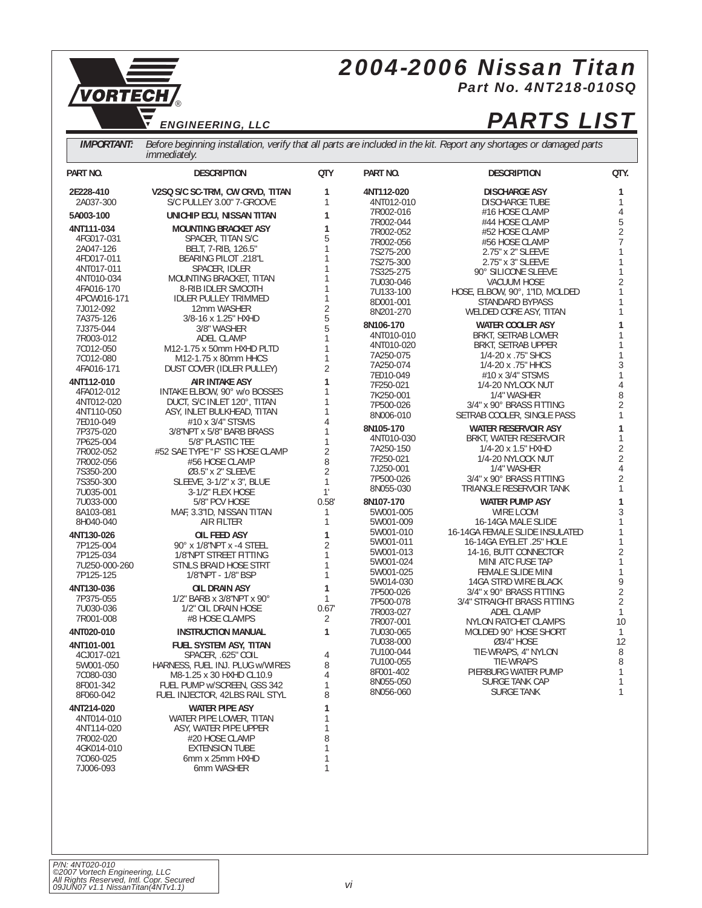# 2004-2006 Nissan Titan

**Part No. 4NT218-010SQ**

VORTECH ENGINEERING, LLC

# PARTS LIST

**IMPORTANT:** *Before beginning installation, verify that all parts are included in the kit. Report any shortages or damaged parts immediately.*

| PART NO. | DESCRIPTION | QTY |
|---|---|---|
| **2E228-410** | **V2SQ S/C SC-TRM, CW CRVD, TITAN** | **1** |
| 2A037-300 | S/C PULLEY 3.00" 7-GROOVE | 1 |
| **5A003-100** | **UNICHIP ECU, NISSAN TITAN** | **1** |
| **4NT111-034** | **MOUNTING BRACKET ASY** | **1** |
| 4FG017-031 | SPACER, TITAN S/C | 5 |
| 2A047-126 | BELT, 7-RIB, 126.5" | 1 |
| 4FD017-011 | BEARING PILOT .218"L | 1 |
| 4NT017-011 | SPACER, IDLER | 1 |
| 4NT010-034 | MOUNTING BRACKET, TITAN | 1 |
| 4FA016-170 | 8-RIB IDLER SMOOTH | 1 |
| 4PCW016-171 | IDLER PULLEY TRIMMED | 1 |
| 7J012-092 | 12mm WASHER | 2 |
| 7A375-126 | 3/8-16 x 1.25" HXHD | 5 |
| 7J375-044 | 3/8" WASHER | 5 |
| 7R003-012 | ADEL CLAMP | 1 |
| 7C012-050 | M12-1.75 x 50mm HXHD PLTD | 1 |
| 7C012-080 | M12-1.75 x 80mm HHCS | 1 |
| 4FA016-171 | DUST COVER (IDLER PULLEY) | 2 |
| **4NT112-010** | **AIR INTAKE ASY** | **1** |
| 4FA012-012 | INTAKE ELBOW, 90° w/o BOSSES | 1 |
| 4NT012-020 | DUCT, S/C INLET 120°, TITAN | 1 |
| 4NT110-050 | ASY, INLET BULKHEAD, TITAN | 1 |
| 7E010-049 | #10 x 3/4" STSMS | 4 |
| 7P375-020 | 3/8"NPT x 5/8" BARB BRASS | 1 |
| 7P625-004 | 5/8" PLASTIC TEE | 1 |
| 7R002-052 | #52 SAE TYPE "F" SS HOSE CLAMP | 2 |
| 7R002-056 | #56 HOSE CLAMP | 8 |
| 7S350-200 | Ø3.5" x 2" SLEEVE | 2 |
| 7S350-300 | SLEEVE, 3-1/2" x 3", BLUE | 1 |
| 7U035-001 | 3-1/2" FLEX HOSE | 1' |
| 7U033-000 | 5/8" PCV HOSE | 0.58' |
| 8A103-081 | MAF, 3.3"ID, NISSAN TITAN | 1 |
| 8H040-040 | AIR FILTER | 1 |
| **4NT130-026** | **OIL FEED ASY** | **1** |
| 7P125-004 | 90° x 1/8"NPT x -4 STEEL | 2 |
| 7P125-034 | 1/8"NPT STREET FITTING | 1 |
| 7U250-000-260 | STNLS BRAID HOSE STRT | 1 |
| 7P125-125 | 1/8"NPT - 1/8" BSP | 1 |
| **4NT130-036** | **OIL DRAIN ASY** | **1** |
| 7P375-055 | 1/2" BARB x 3/8"NPT x 90° | 1 |
| 7U030-036 | 1/2" OIL DRAIN HOSE | 0.67' |
| 7R001-008 | #8 HOSE CLAMPS | 2 |
| **4NT020-010** | **INSTRUCTION MANUAL** | **1** |
| **4NT101-001** | **FUEL SYSTEM ASY, TITAN** | |
| 4CJ017-021 | SPACER, .625" COIL | 4 |
| 5W001-050 | HARNESS, FUEL INJ. PLUG w/WIRES | 8 |
| 7C080-030 | M8-1.25 x 30 HXHD CL10.9 | 4 |
| 8F001-342 | FUEL PUMP w/SCREEN, GSS 342 | 1 |
| 8F060-042 | FUEL INJECTOR, 42LBS RAIL STYL | 8 |
| **4NT214-020** | **WATER PIPE ASY** | **1** |
| 4NT014-010 | WATER PIPE LOWER, TITAN | 1 |
| 4NT114-020 | ASY, WATER PIPE UPPER | 1 |
| 7R002-020 | #20 HOSE CLAMP | 8 |
| 4GK014-010 | EXTENSION TUBE | 1 |
| 7C060-025 | 6mm x 25mm HXHD | 1 |
| 7J006-093 | 6mm WASHER | 1 |

| PART NO. | DESCRIPTION | QTY. |
|---|---|---|
| **4NT112-020** | **DISCHARGE ASY** | **1** |
| 4NT012-010 | DISCHARGE TUBE | 1 |
| 7R002-016 | #16 HOSE CLAMP | 4 |
| 7R002-044 | #44 HOSE CLAMP | 5 |
| 7R002-052 | #52 HOSE CLAMP | 2 |
| 7R002-056 | #56 HOSE CLAMP | 7 |
| 7S275-200 | 2.75" x 2" SLEEVE | 1 |
| 7S275-300 | 2.75" x 3" SLEEVE | 1 |
| 7S325-275 | 90° SILICONE SLEEVE | 1 |
| 7U030-046 | VACUUM HOSE | 2 |
| 7U133-100 | HOSE, ELBOW, 90°, 1"ID, MOLDED | 1 |
| 8D001-001 | STANDARD BYPASS | 1 |
| 8N201-270 | WELDED CORE ASY, TITAN | 1 |
| **8N106-170** | **WATER COOLER ASY** | **1** |
| 4NT010-010 | BRKT, SETRAB LOWER | 1 |
| 4NT010-020 | BRKT, SETRAB UPPER | 1 |
| 7A250-075 | 1/4-20 x .75" SHCS | 1 |
| 7A250-074 | 1/4-20 x .75" HHCS | 3 |
| 7E010-049 | #10 x 3/4" STSMS | 1 |
| 7F250-021 | 1/4-20 NYLOCK NUT | 4 |
| 7K250-001 | 1/4" WASHER | 8 |
| 7P500-026 | 3/4" x 90° BRASS FITTING | 2 |
| 8N006-010 | SETRAB COOLER, SINGLE PASS | 1 |
| **8N105-170** | **WATER RESERVOIR ASY** | **1** |
| 4NT010-030 | BRKT, WATER RESERVOIR | 1 |
| 7A250-150 | 1/4-20 x 1.5" HXHD | 2 |
| 7F250-021 | 1/4-20 NYLOCK NUT | 2 |
| 7J250-001 | 1/4" WASHER | 4 |
| 7P500-026 | 3/4" x 90° BRASS FITTING | 2 |
| 8N055-030 | TRIANGLE RESERVOIR TANK | 1 |
| **8N107-170** | **WATER PUMP ASY** | **1** |
| 5W001-005 | WIRE LOOM | 3 |
| 5W001-009 | 16-14GA MALE SLIDE | 1 |
| 5W001-010 | 16-14GA FEMALE SLIDE INSULATED | 1 |
| 5W001-011 | 16-14GA EYELET .25" HOLE | 1 |
| 5W001-013 | 14-16, BUTT CONNECTOR | 2 |
| 5W001-024 | MINI ATC FUSE TAP | 1 |
| 5W001-025 | FEMALE SLIDE MINI | 1 |
| 5W014-030 | 14GA STRD WIRE BLACK | 9 |
| 7P500-026 | 3/4" x 90° BRASS FITTING | 2 |
| 7P500-078 | 3/4" STRAIGHT BRASS FITTING | 2 |
| 7R003-027 | ADEL CLAMP | 1 |
| 7R007-001 | NYLON RATCHET CLAMPS | 10 |
| 7U030-065 | MOLDED 90° HOSE SHORT | 1 |
| 7U038-000 | Ø3/4" HOSE | 12 |
| 7U100-044 | TIE-WRAPS, 4" NYLON | 8 |
| 7U100-055 | TIE-WRAPS | 8 |
| 8F001-402 | PIERBURG WATER PUMP | 1 |
| 8N055-050 | SURGE TANK CAP | 1 |
| 8N056-060 | SURGE TANK | 1 |

*P/N: 4NT020-010*
*©2007 Vortech Engineering, LLC*
*All Rights Reserved, Intl. Copr. Secured*
*09JUN07 v1.1 NissanTitan(4NTv1.1)*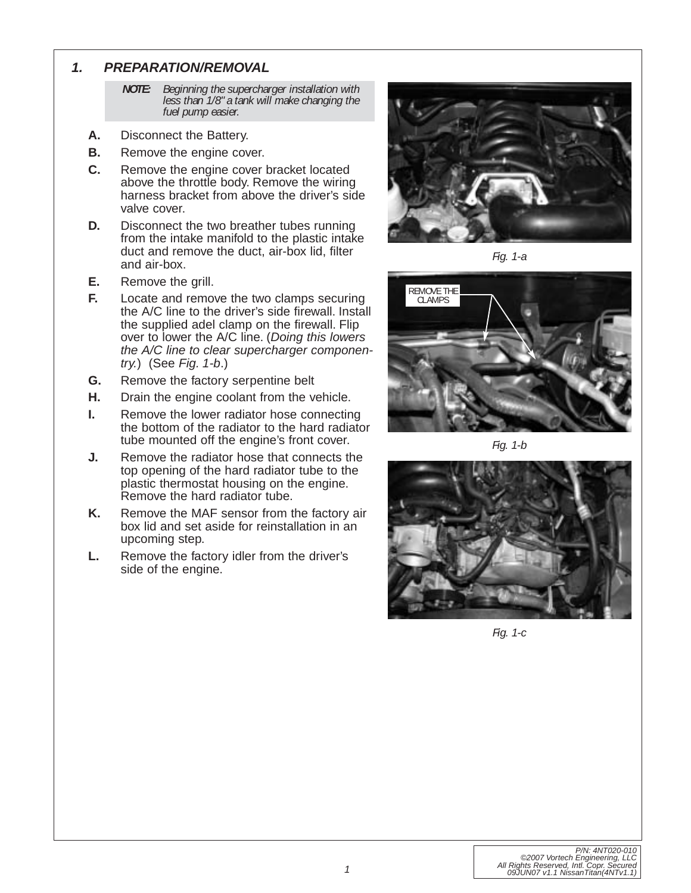## 1. PREPARATION/REMOVAL

> ***NOTE:*** *Beginning the supercharger installation with less than 1/8" a tank will make changing the fuel pump easier.*

**A.** Disconnect the Battery.

**B.** Remove the engine cover.

**C.** Remove the engine cover bracket located above the throttle body. Remove the wiring harness bracket from above the driver's side valve cover.

**D.** Disconnect the two breather tubes running from the intake manifold to the plastic intake duct and remove the duct, air-box lid, filter and air-box.

**E.** Remove the grill.

**F.** Locate and remove the two clamps securing the A/C line to the driver's side firewall. Install the supplied adel clamp on the firewall. Flip over to lower the A/C line. (*Doing this lowers the A/C line to clear supercharger componentry.*) (See *Fig. 1-b*.)

**G.** Remove the factory serpentine belt

**H.** Drain the engine coolant from the vehicle.

**I.** Remove the lower radiator hose connecting the bottom of the radiator to the hard radiator tube mounted off the engine's front cover.

**J.** Remove the radiator hose that connects the top opening of the hard radiator tube to the plastic thermostat housing on the engine. Remove the hard radiator tube.

**K.** Remove the MAF sensor from the factory air box lid and set aside for reinstallation in an upcoming step.

**L.** Remove the factory idler from the driver's side of the engine.

*Fig. 1-a*

REMOVE THE CLAMPS

*Fig. 1-b*

*Fig. 1-c*

P/N: 4NT020-010
©2007 Vortech Engineering, LLC
All Rights Reserved, Intl. Copr. Secured
09JUN07 v1.1 NissanTitan(4NTv1.1)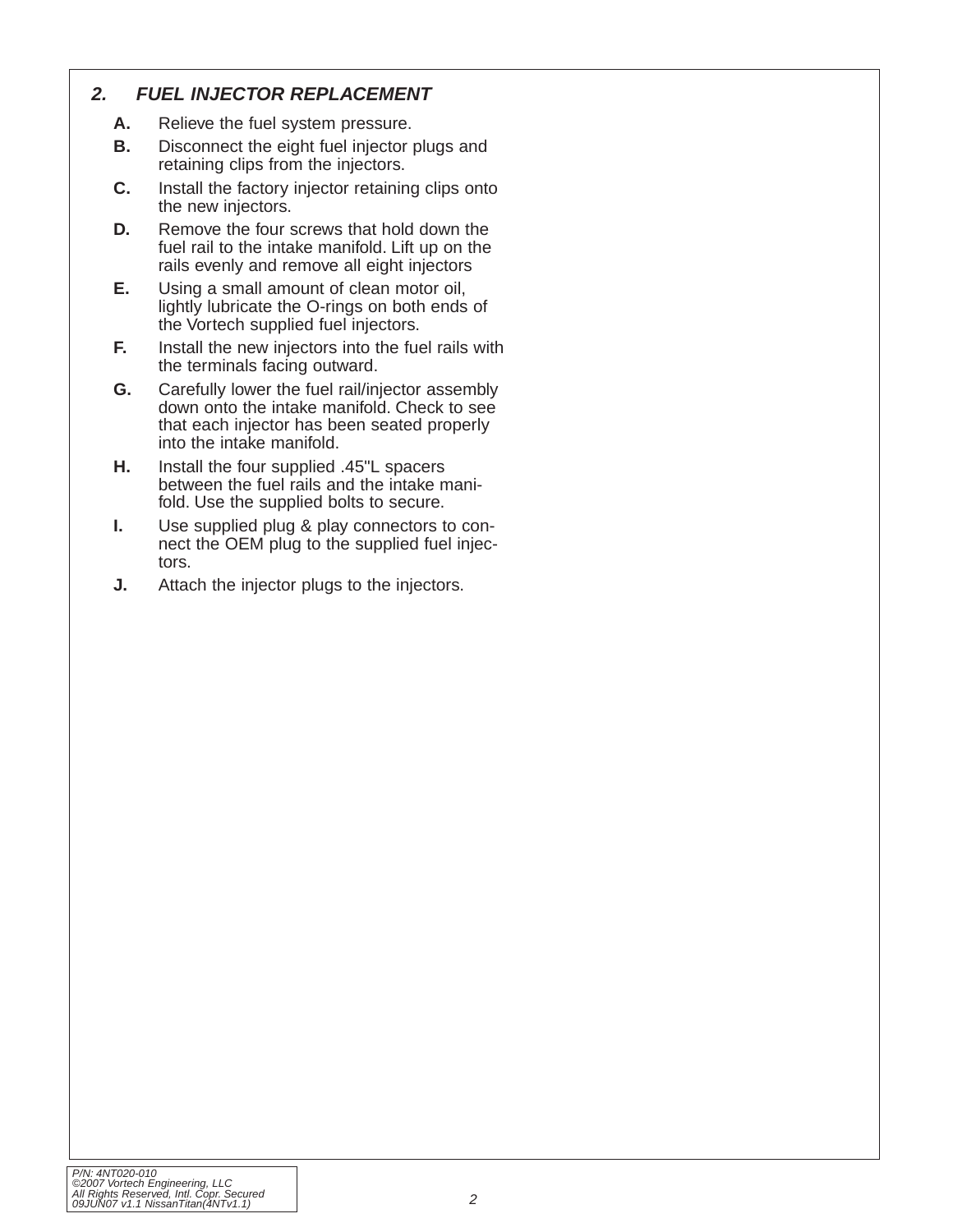## 2. FUEL INJECTOR REPLACEMENT

- **A.** Relieve the fuel system pressure.
- **B.** Disconnect the eight fuel injector plugs and retaining clips from the injectors.
- **C.** Install the factory injector retaining clips onto the new injectors.
- **D.** Remove the four screws that hold down the fuel rail to the intake manifold. Lift up on the rails evenly and remove all eight injectors
- **E.** Using a small amount of clean motor oil, lightly lubricate the O-rings on both ends of the Vortech supplied fuel injectors.
- **F.** Install the new injectors into the fuel rails with the terminals facing outward.
- **G.** Carefully lower the fuel rail/injector assembly down onto the intake manifold. Check to see that each injector has been seated properly into the intake manifold.
- **H.** Install the four supplied .45"L spacers between the fuel rails and the intake manifold. Use the supplied bolts to secure.
- **I.** Use supplied plug & play connectors to connect the OEM plug to the supplied fuel injectors.
- **J.** Attach the injector plugs to the injectors.

*P/N: 4NT020-010*
*©2007 Vortech Engineering, LLC*
*All Rights Reserved, Intl. Copr. Secured*
*09JUN07 v1.1 NissanTitan(4NTv1.1)*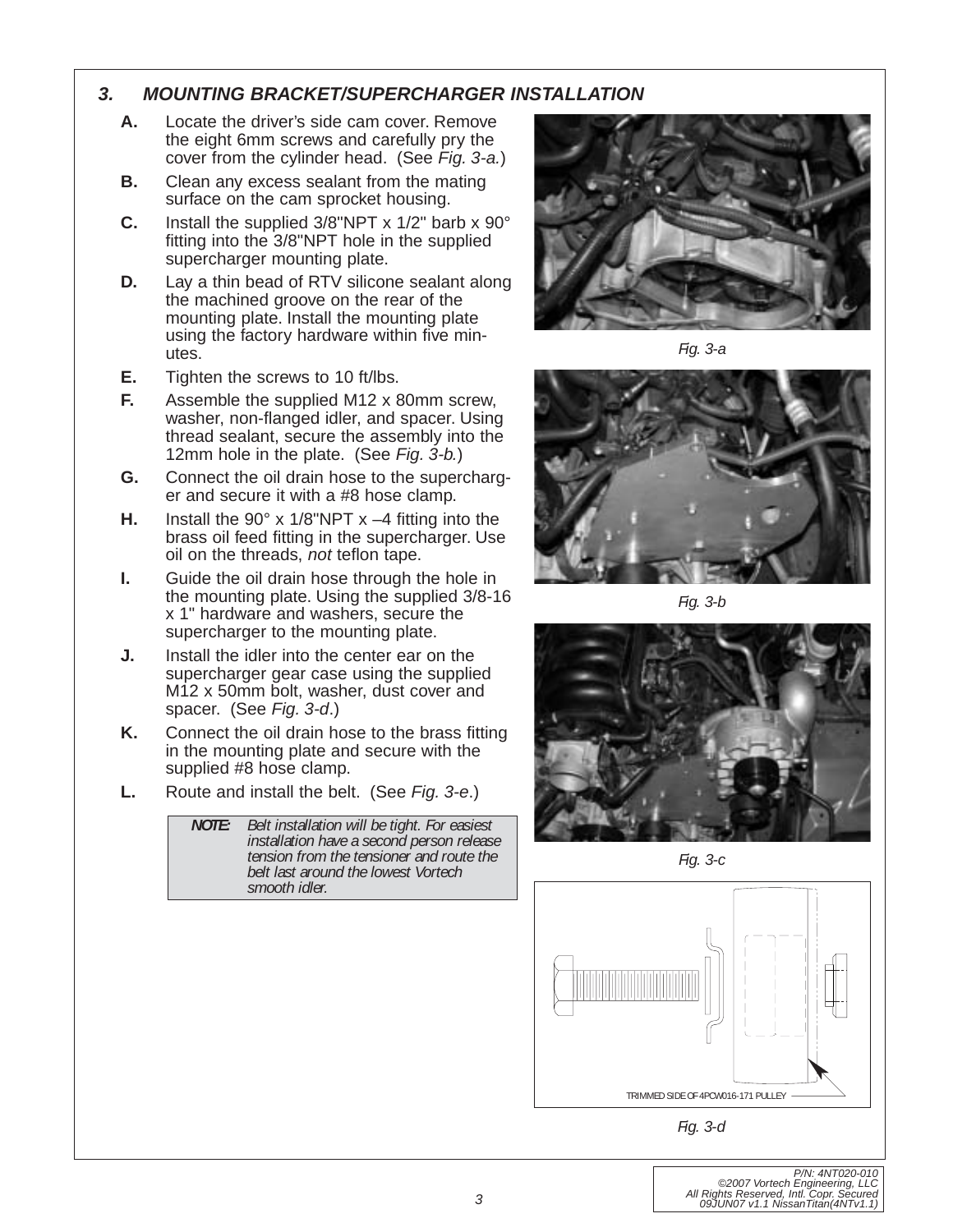## 3. MOUNTING BRACKET/SUPERCHARGER INSTALLATION

**A.** Locate the driver's side cam cover. Remove the eight 6mm screws and carefully pry the cover from the cylinder head. (See *Fig. 3-a.*)

**B.** Clean any excess sealant from the mating surface on the cam sprocket housing.

**C.** Install the supplied 3/8"NPT x 1/2" barb x 90° fitting into the 3/8"NPT hole in the supplied supercharger mounting plate.

**D.** Lay a thin bead of RTV silicone sealant along the machined groove on the rear of the mounting plate. Install the mounting plate using the factory hardware within five minutes.

**E.** Tighten the screws to 10 ft/lbs.

**F.** Assemble the supplied M12 x 80mm screw, washer, non-flanged idler, and spacer. Using thread sealant, secure the assembly into the 12mm hole in the plate. (See *Fig. 3-b.*)

**G.** Connect the oil drain hose to the supercharger and secure it with a #8 hose clamp.

**H.** Install the 90° x 1/8"NPT x –4 fitting into the brass oil feed fitting in the supercharger. Use oil on the threads, *not* teflon tape.

**I.** Guide the oil drain hose through the hole in the mounting plate. Using the supplied 3/8-16 x 1" hardware and washers, secure the supercharger to the mounting plate.

**J.** Install the idler into the center ear on the supercharger gear case using the supplied M12 x 50mm bolt, washer, dust cover and spacer. (See *Fig. 3-d*.)

**K.** Connect the oil drain hose to the brass fitting in the mounting plate and secure with the supplied #8 hose clamp.

**L.** Route and install the belt. (See *Fig. 3-e*.)

> ***NOTE:*** *Belt installation will be tight. For easiest installation have a second person release tension from the tensioner and route the belt last around the lowest Vortech smooth idler.*

*Fig. 3-a*

*Fig. 3-b*

*Fig. 3-c*

TRIMMED SIDE OF 4PCW016-171 PULLEY

*Fig. 3-d*

P/N: 4NT020-010
©2007 Vortech Engineering, LLC
All Rights Reserved, Intl. Copr. Secured
09JUN07 v1.1 NissanTitan(4NTv1.1)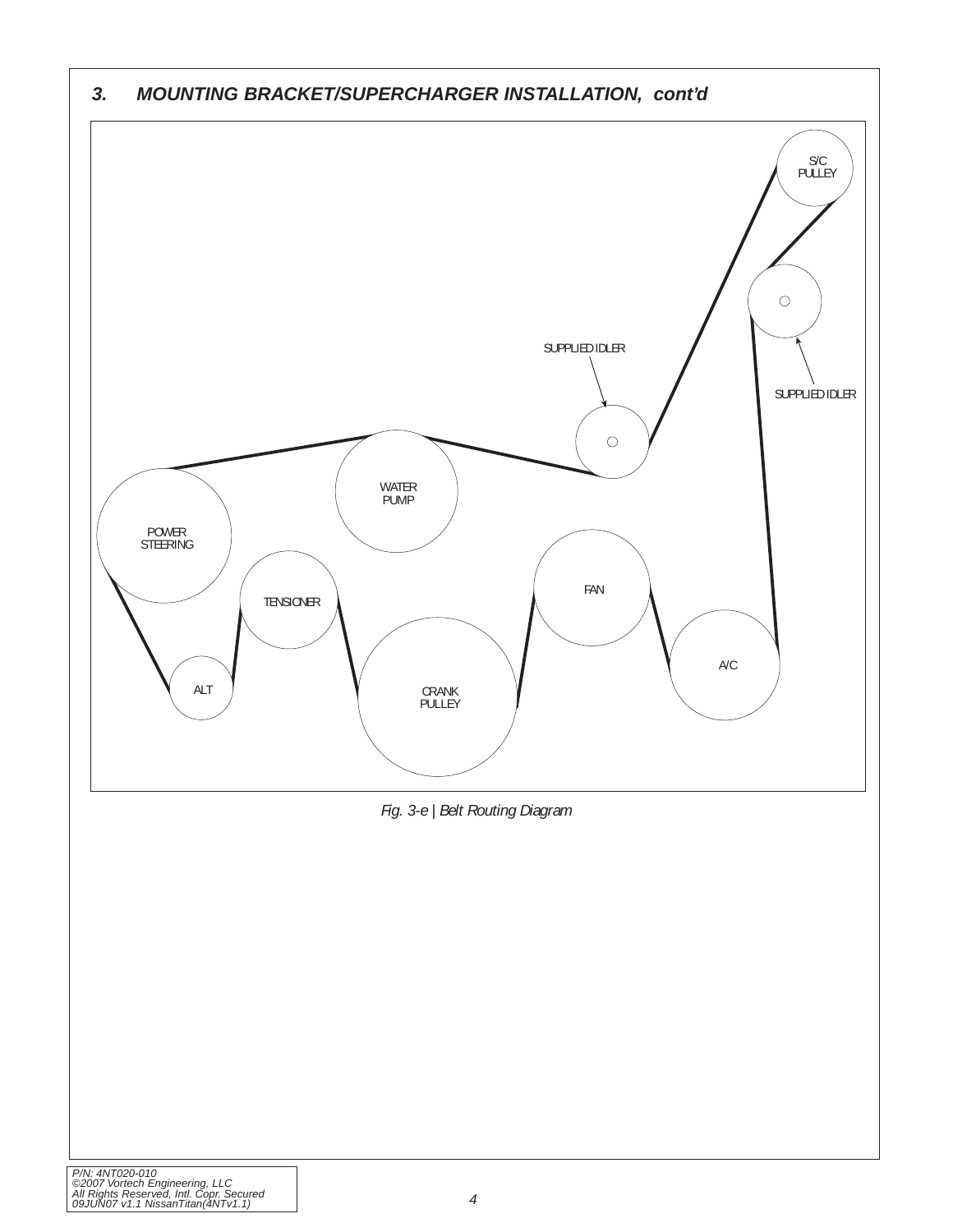## 3. MOUNTING BRACKET/SUPERCHARGER INSTALLATION, cont'd

S/C PULLEY

SUPPLIED IDLER

SUPPLIED IDLER

WATER PUMP

POWER STEERING

FAN

TENSIONER

A/C

ALT

CRANK PULLEY

*Fig. 3-e | Belt Routing Diagram*

*P/N: 4NT020-010*
*©2007 Vortech Engineering, LLC*
*All Rights Reserved, Intl. Copr. Secured*
*09JUN07 v1.1 NissanTitan(4NTv1.1)*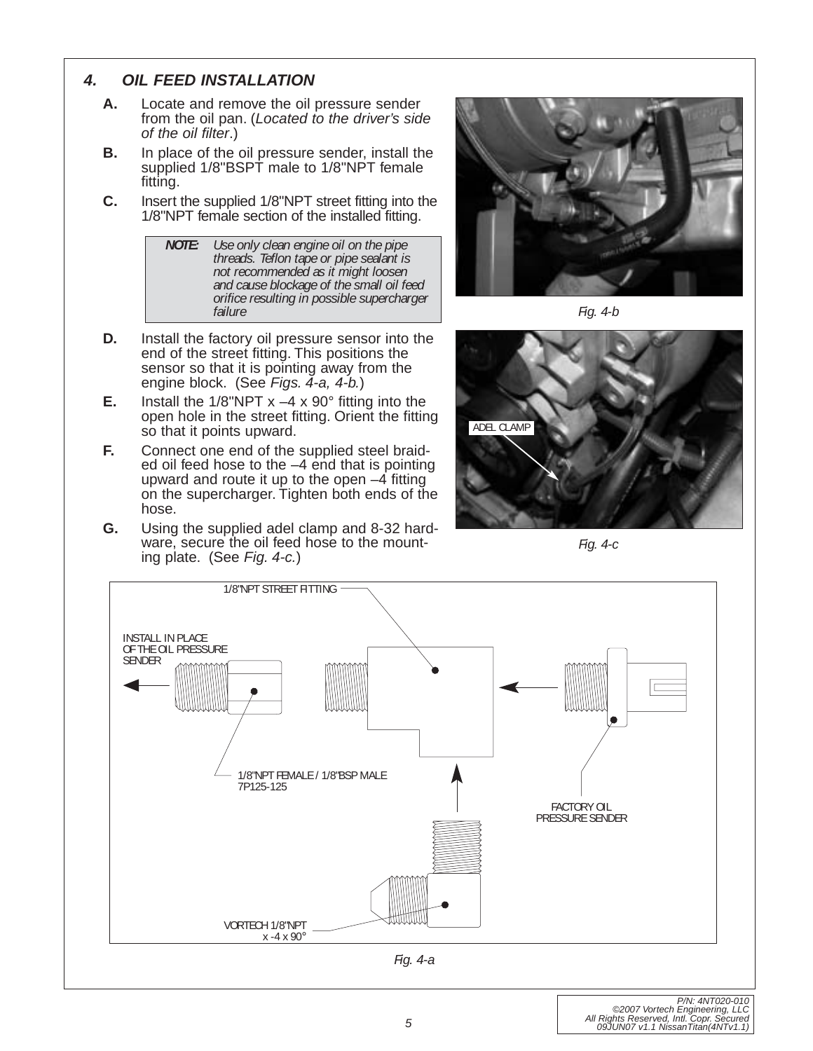## 4. OIL FEED INSTALLATION

**A.** Locate and remove the oil pressure sender from the oil pan. (*Located to the driver's side of the oil filter.*)

**B.** In place of the oil pressure sender, install the supplied 1/8"BSPT male to 1/8"NPT female fitting.

**C.** Insert the supplied 1/8"NPT street fitting into the 1/8"NPT female section of the installed fitting.

> ***NOTE:*** *Use only clean engine oil on the pipe threads. Teflon tape or pipe sealant is not recommended as it might loosen and cause blockage of the small oil feed orifice resulting in possible supercharger failure*

**D.** Install the factory oil pressure sensor into the end of the street fitting. This positions the sensor so that it is pointing away from the engine block. (See *Figs. 4-a, 4-b.*)

**E.** Install the 1/8"NPT x –4 x 90° fitting into the open hole in the street fitting. Orient the fitting so that it points upward.

**F.** Connect one end of the supplied steel braided oil feed hose to the –4 end that is pointing upward and route it up to the open –4 fitting on the supercharger. Tighten both ends of the hose.

**G.** Using the supplied adel clamp and 8-32 hardware, secure the oil feed hose to the mounting plate. (See *Fig. 4-c.*)

*Fig. 4-b*

ADEL CLAMP

*Fig. 4-c*

1/8"NPT STREET FITTING

INSTALL IN PLACE OF THE OIL PRESSURE SENDER

1/8"NPT FEMALE / 1/8"BSP MALE 7P125-125

FACTORY OIL PRESSURE SENDER

VORTECH 1/8"NPT x -4 x 90°

*Fig. 4-a*

P/N: 4NT020-010
©2007 Vortech Engineering, LLC
All Rights Reserved, Intl. Copr. Secured
09JUN07 v1.1 NissanTitan(4NTv1.1)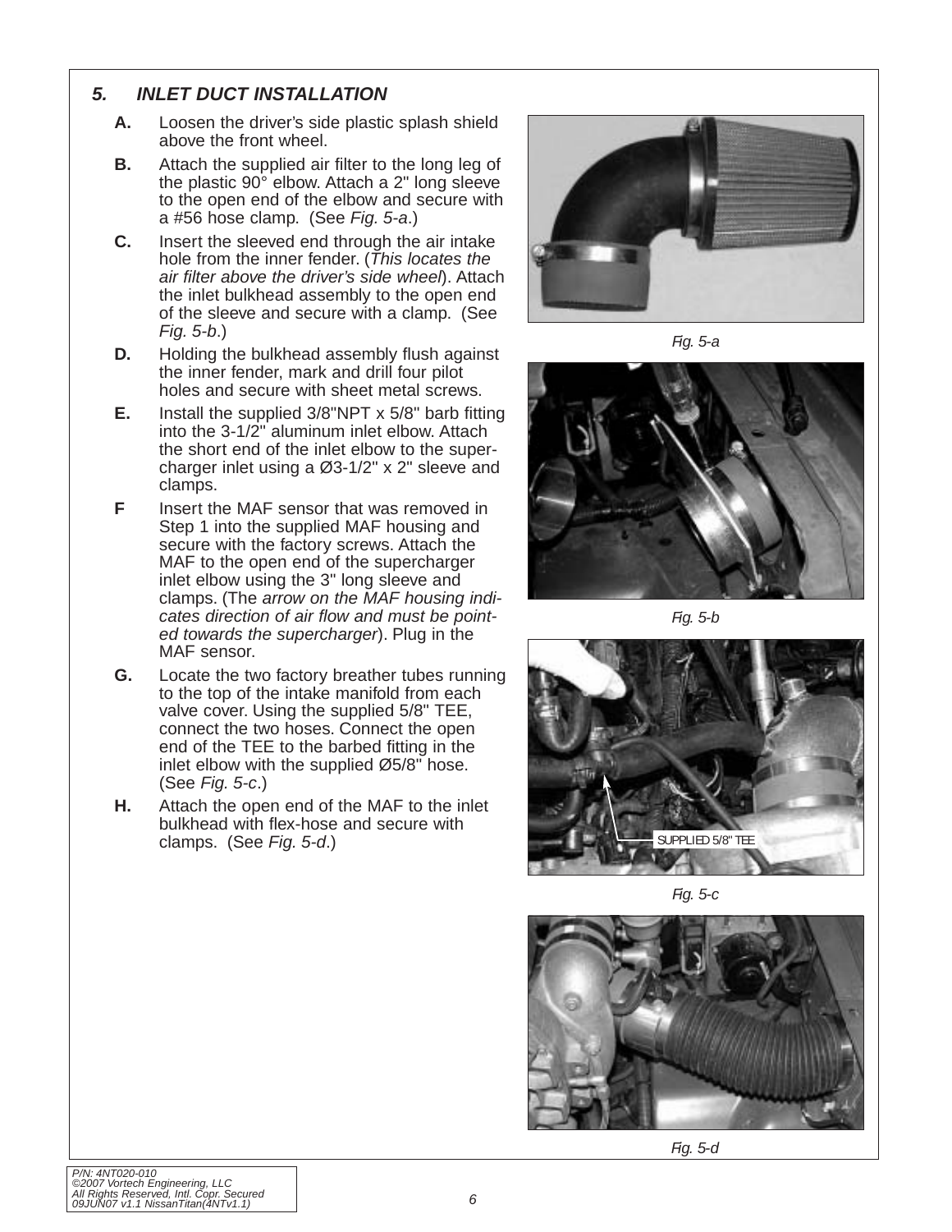## 5. INLET DUCT INSTALLATION

**A.** Loosen the driver's side plastic splash shield above the front wheel.

**B.** Attach the supplied air filter to the long leg of the plastic 90° elbow. Attach a 2" long sleeve to the open end of the elbow and secure with a #56 hose clamp. (See *Fig. 5-a*.)

**C.** Insert the sleeved end through the air intake hole from the inner fender. (*This locates the air filter above the driver's side wheel*). Attach the inlet bulkhead assembly to the open end of the sleeve and secure with a clamp. (See *Fig. 5-b*.)

**D.** Holding the bulkhead assembly flush against the inner fender, mark and drill four pilot holes and secure with sheet metal screws.

**E.** Install the supplied 3/8"NPT x 5/8" barb fitting into the 3-1/2" aluminum inlet elbow. Attach the short end of the inlet elbow to the supercharger inlet using a Ø3-1/2" x 2" sleeve and clamps.

**F** Insert the MAF sensor that was removed in Step 1 into the supplied MAF housing and secure with the factory screws. Attach the MAF to the open end of the supercharger inlet elbow using the 3" long sleeve and clamps. (The *arrow on the MAF housing indicates direction of air flow and must be pointed towards the supercharger*). Plug in the MAF sensor.

**G.** Locate the two factory breather tubes running to the top of the intake manifold from each valve cover. Using the supplied 5/8" TEE, connect the two hoses. Connect the open end of the TEE to the barbed fitting in the inlet elbow with the supplied Ø5/8" hose. (See *Fig. 5-c*.)

**H.** Attach the open end of the MAF to the inlet bulkhead with flex-hose and secure with clamps. (See *Fig. 5-d*.)

*Fig. 5-a*

*Fig. 5-b*

SUPPLIED 5/8" TEE

*Fig. 5-c*

*Fig. 5-d*

*P/N: 4NT020-010*
*©2007 Vortech Engineering, LLC*
*All Rights Reserved, Intl. Copr. Secured*
*09JUN07 v1.1 NissanTitan(4NTv1.1)*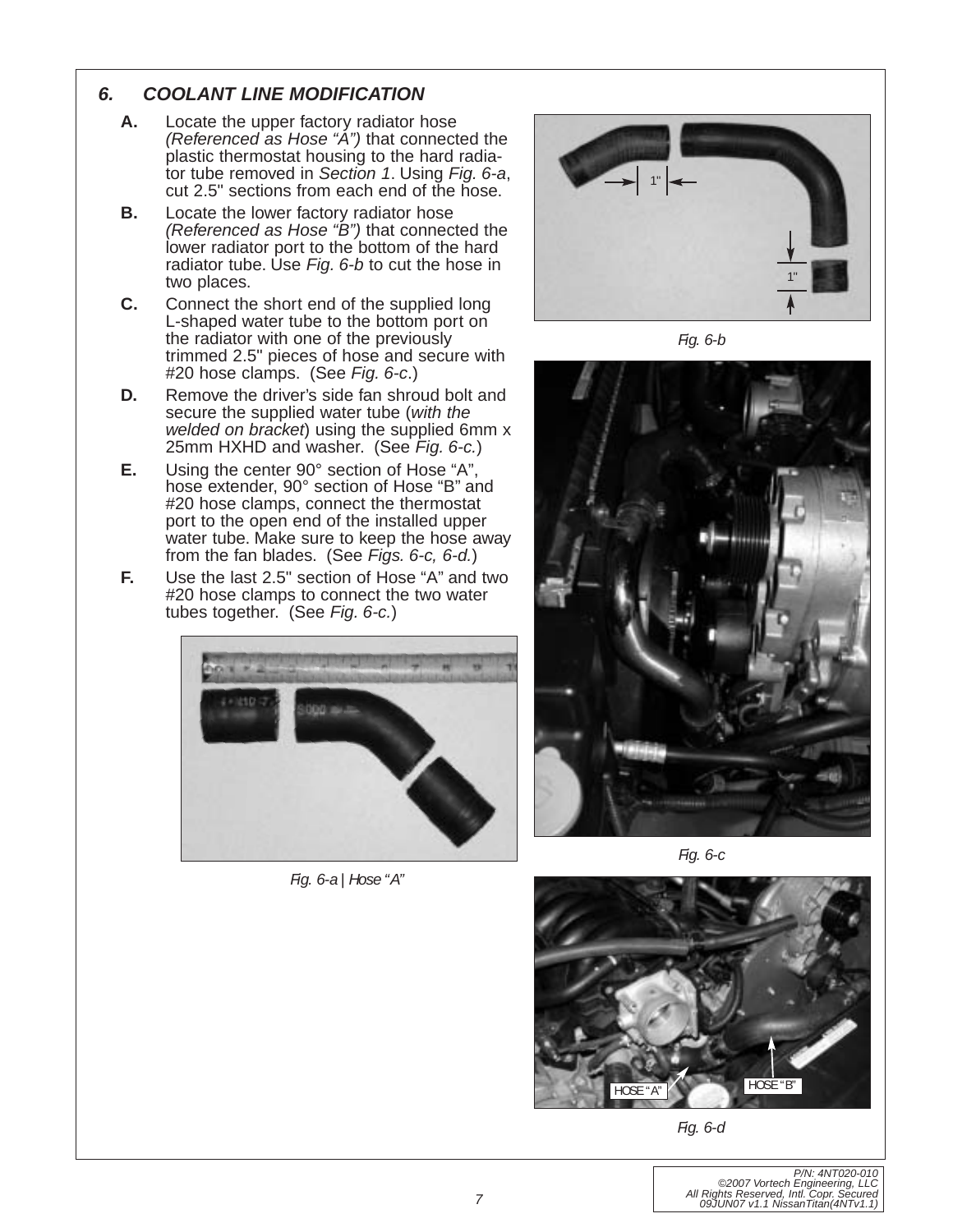## 6. COOLANT LINE MODIFICATION

**A.** Locate the upper factory radiator hose *(Referenced as Hose "A")* that connected the plastic thermostat housing to the hard radiator tube removed in *Section 1*. Using *Fig. 6-a*, cut 2.5" sections from each end of the hose.

**B.** Locate the lower factory radiator hose *(Referenced as Hose "B")* that connected the lower radiator port to the bottom of the hard radiator tube. Use *Fig. 6-b* to cut the hose in two places.

**C.** Connect the short end of the supplied long L-shaped water tube to the bottom port on the radiator with one of the previously trimmed 2.5" pieces of hose and secure with #20 hose clamps. (See *Fig. 6-c*.)

**D.** Remove the driver's side fan shroud bolt and secure the supplied water tube (*with the welded on bracket*) using the supplied 6mm x 25mm HXHD and washer. (See *Fig. 6-c.*)

**E.** Using the center 90° section of Hose "A", hose extender, 90° section of Hose "B" and #20 hose clamps, connect the thermostat port to the open end of the installed upper water tube. Make sure to keep the hose away from the fan blades. (See *Figs. 6-c, 6-d.*)

**F.** Use the last 2.5" section of Hose "A" and two #20 hose clamps to connect the two water tubes together. (See *Fig. 6-c.*)

Fig. 6-a | Hose "A"

Fig. 6-b

Fig. 6-c

Fig. 6-d

P/N: 4NT020-010
©2007 Vortech Engineering, LLC
All Rights Reserved, Intl. Copr. Secured
09JUN07 v1.1 NissanTitan(4NTv1.1)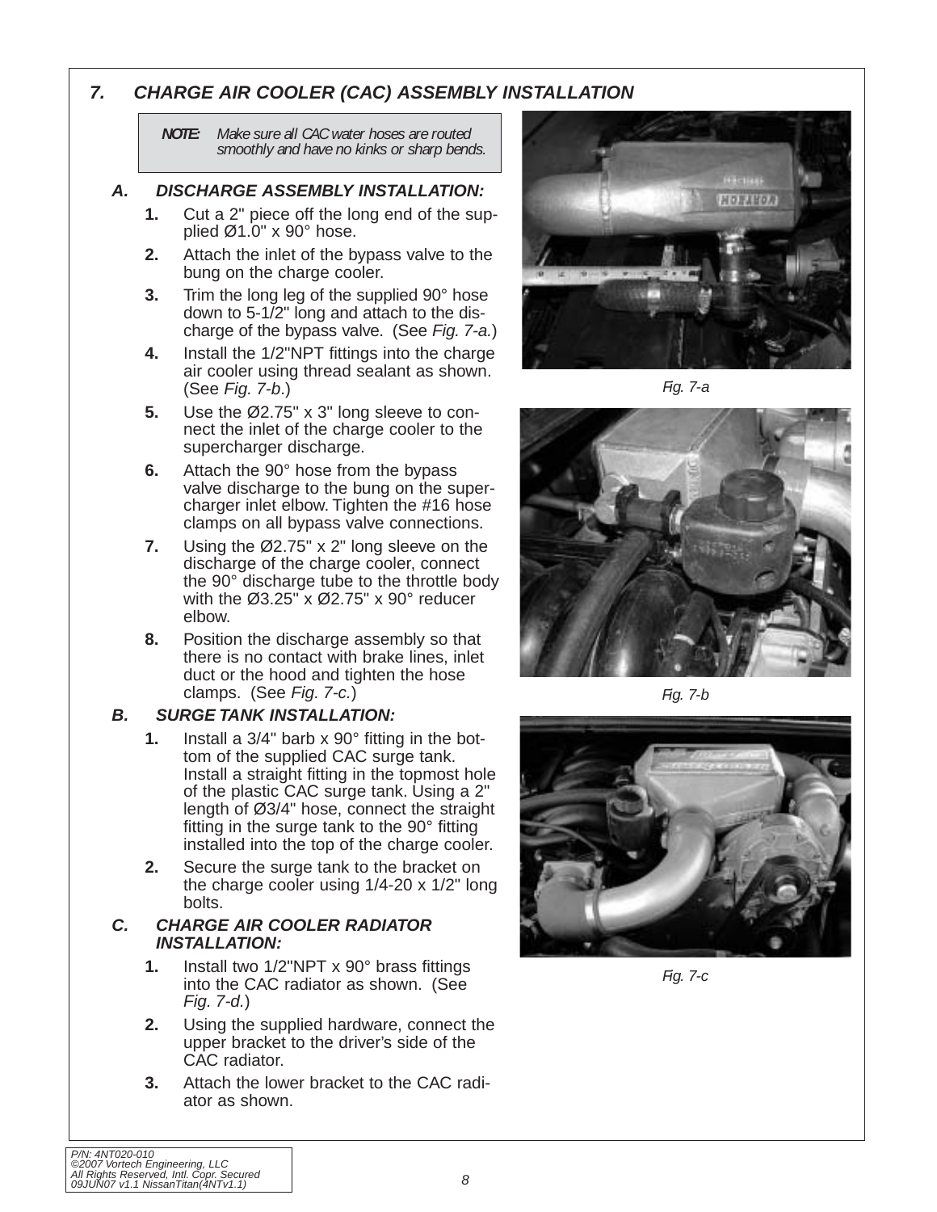## 7. CHARGE AIR COOLER (CAC) ASSEMBLY INSTALLATION

> **NOTE:** *Make sure all CAC water hoses are routed smoothly and have no kinks or sharp bends.*

### A. DISCHARGE ASSEMBLY INSTALLATION:

1. Cut a 2" piece off the long end of the supplied Ø1.0" x 90° hose.
2. Attach the inlet of the bypass valve to the bung on the charge cooler.
3. Trim the long leg of the supplied 90° hose down to 5-1/2" long and attach to the discharge of the bypass valve. (See *Fig. 7-a.*)
4. Install the 1/2"NPT fittings into the charge air cooler using thread sealant as shown. (See *Fig. 7-b*.)
5. Use the Ø2.75" x 3" long sleeve to connect the inlet of the charge cooler to the supercharger discharge.
6. Attach the 90° hose from the bypass valve discharge to the bung on the supercharger inlet elbow. Tighten the #16 hose clamps on all bypass valve connections.
7. Using the Ø2.75" x 2" long sleeve on the discharge of the charge cooler, connect the 90° discharge tube to the throttle body with the Ø3.25" x Ø2.75" x 90° reducer elbow.
8. Position the discharge assembly so that there is no contact with brake lines, inlet duct or the hood and tighten the hose clamps. (See *Fig. 7-c*.)

### B. SURGE TANK INSTALLATION:

1. Install a 3/4" barb x 90° fitting in the bottom of the supplied CAC surge tank. Install a straight fitting in the topmost hole of the plastic CAC surge tank. Using a 2" length of Ø3/4" hose, connect the straight fitting in the surge tank to the 90° fitting installed into the top of the charge cooler.
2. Secure the surge tank to the bracket on the charge cooler using 1/4-20 x 1/2" long bolts.

### C. CHARGE AIR COOLER RADIATOR INSTALLATION:

1. Install two 1/2"NPT x 90° brass fittings into the CAC radiator as shown. (See *Fig. 7-d.*)
2. Using the supplied hardware, connect the upper bracket to the driver's side of the CAC radiator.
3. Attach the lower bracket to the CAC radiator as shown.

*Fig. 7-a*

*Fig. 7-b*

*Fig. 7-c*

P/N: 4NT020-010
©2007 Vortech Engineering, LLC
All Rights Reserved, Intl. Copr. Secured
09JUN07 v1.1 NissanTitan(4NTv1.1)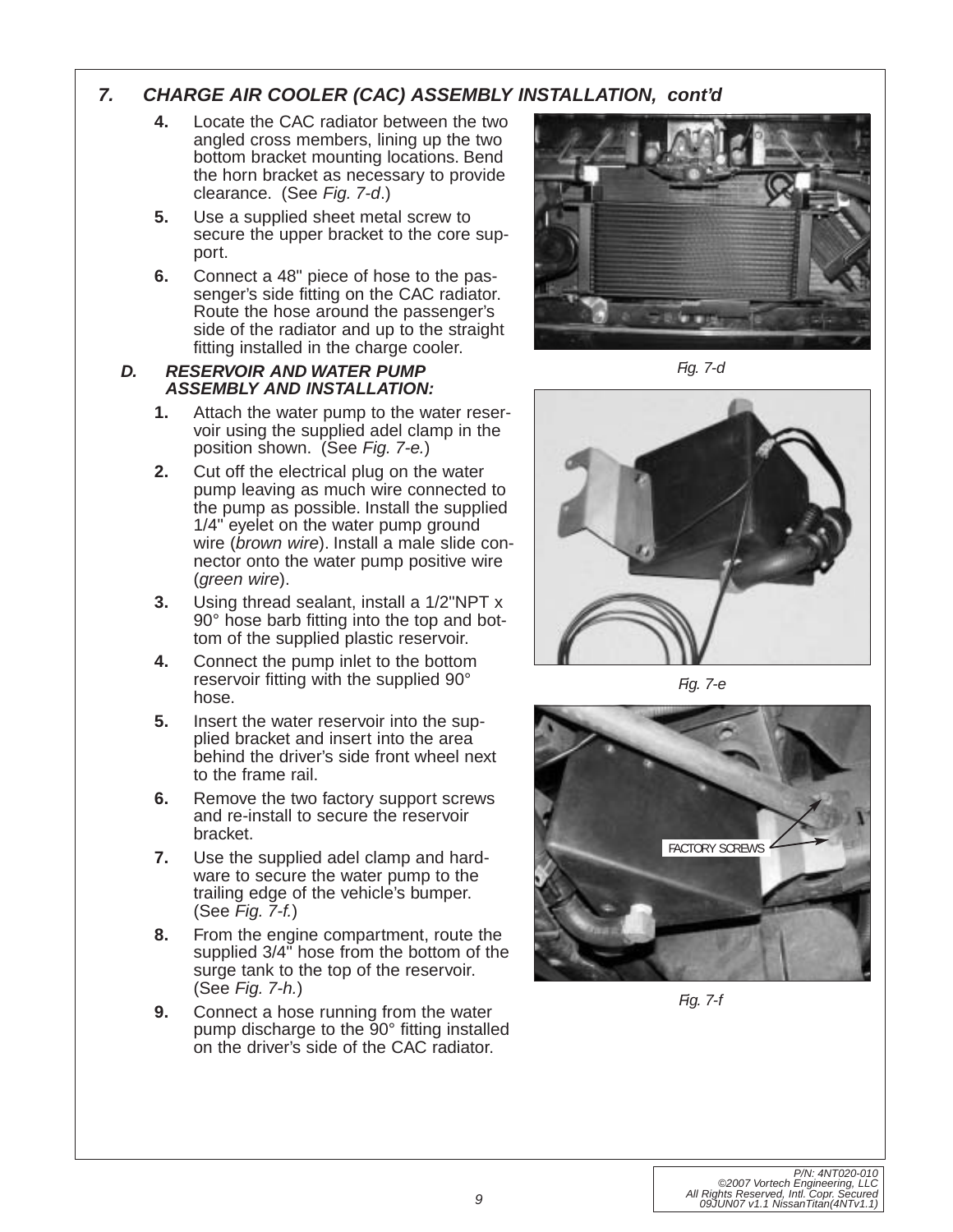## 7. CHARGE AIR COOLER (CAC) ASSEMBLY INSTALLATION, *cont'd*

4. Locate the CAC radiator between the two angled cross members, lining up the two bottom bracket mounting locations. Bend the horn bracket as necessary to provide clearance. (See *Fig. 7-d*.)
5. Use a supplied sheet metal screw to secure the upper bracket to the core support.
6. Connect a 48" piece of hose to the passenger's side fitting on the CAC radiator. Route the hose around the passenger's side of the radiator and up to the straight fitting installed in the charge cooler.

### D. RESERVOIR AND WATER PUMP ASSEMBLY AND INSTALLATION:

1. Attach the water pump to the water reservoir using the supplied adel clamp in the position shown. (See *Fig. 7-e.*)
2. Cut off the electrical plug on the water pump leaving as much wire connected to the pump as possible. Install the supplied 1/4" eyelet on the water pump ground wire (*brown wire*). Install a male slide connector onto the water pump positive wire (*green wire*).
3. Using thread sealant, install a 1/2"NPT x 90° hose barb fitting into the top and bottom of the supplied plastic reservoir.
4. Connect the pump inlet to the bottom reservoir fitting with the supplied 90° hose.
5. Insert the water reservoir into the supplied bracket and insert into the area behind the driver's side front wheel next to the frame rail.
6. Remove the two factory support screws and re-install to secure the reservoir bracket.
7. Use the supplied adel clamp and hardware to secure the water pump to the trailing edge of the vehicle's bumper. (See *Fig. 7-f.*)
8. From the engine compartment, route the supplied 3/4" hose from the bottom of the surge tank to the top of the reservoir. (See *Fig. 7-h.*)
9. Connect a hose running from the water pump discharge to the 90° fitting installed on the driver's side of the CAC radiator.

*Fig. 7-d*

*Fig. 7-e*

FACTORY SCREWS

*Fig. 7-f*

P/N: 4NT020-010
©2007 Vortech Engineering, LLC
All Rights Reserved, Intl. Copr. Secured
09JUN07 v1.1 NissanTitan(4NTv1.1)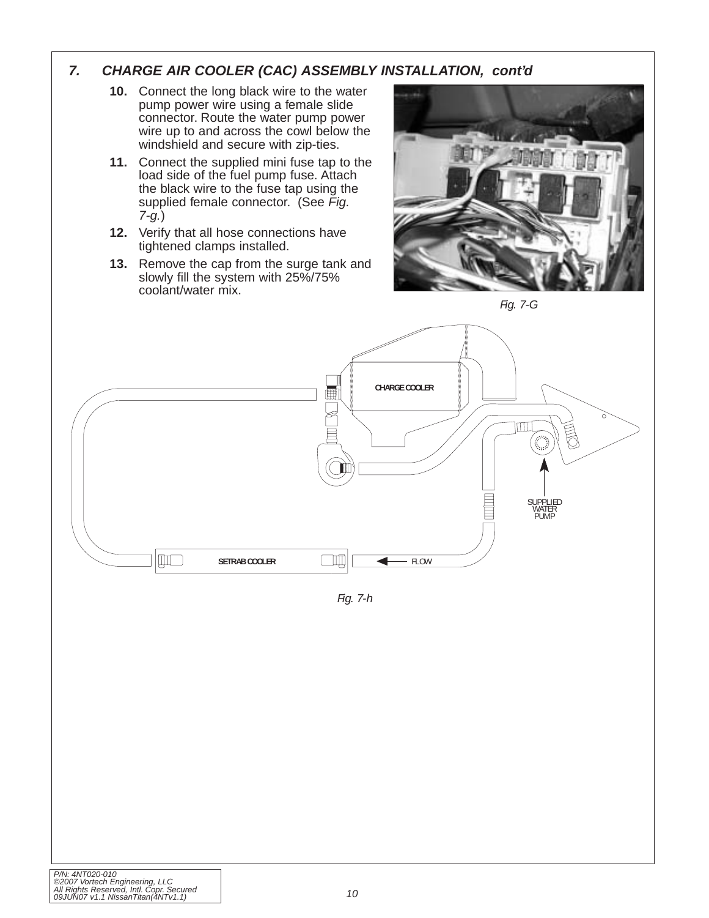## 7. CHARGE AIR COOLER (CAC) ASSEMBLY INSTALLATION, cont'd

10. Connect the long black wire to the water pump power wire using a female slide connector. Route the water pump power wire up to and across the cowl below the windshield and secure with zip-ties.
11. Connect the supplied mini fuse tap to the load side of the fuel pump fuse. Attach the black wire to the fuse tap using the supplied female connector. (See *Fig. 7-g.*)
12. Verify that all hose connections have tightened clamps installed.
13. Remove the cap from the surge tank and slowly fill the system with 25%/75% coolant/water mix.

*Fig. 7-G*

CHARGE COOLER

SUPPLIED WATER PUMP

SETRAB COOLER

FLOW

*Fig. 7-h*

P/N: 4NT020-010
©2007 Vortech Engineering, LLC
All Rights Reserved, Intl. Copr. Secured
09JUN07 v1.1 NissanTitan(4NTv1.1)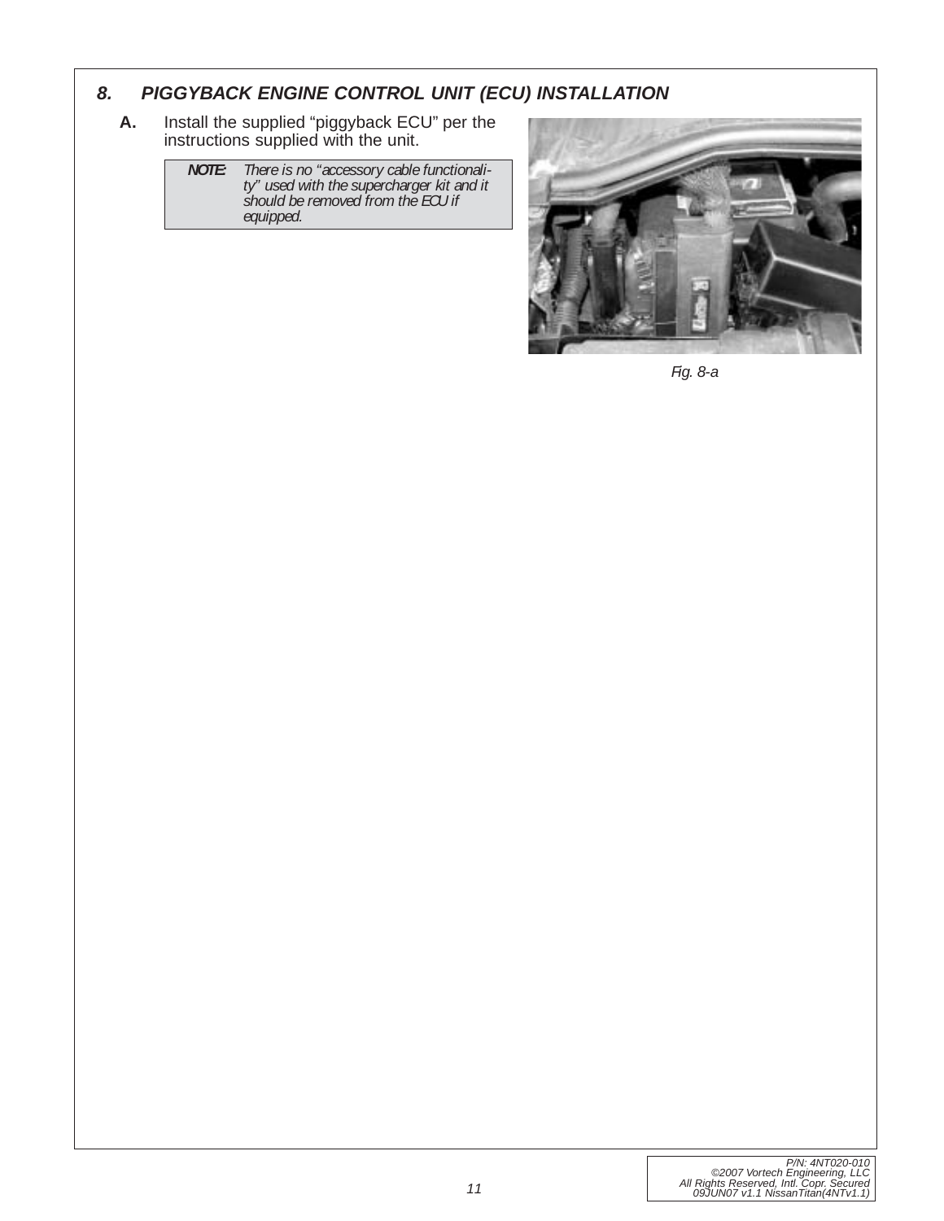## 8. *PIGGYBACK ENGINE CONTROL UNIT (ECU) INSTALLATION*

**A.** Install the supplied "piggyback ECU" per the instructions supplied with the unit.

> ***NOTE:*** *There is no "accessory cable functionality" used with the supercharger kit and it should be removed from the ECU if equipped.*

*Fig. 8-a*

P/N: 4NT020-010
©2007 Vortech Engineering, LLC
All Rights Reserved, Intl. Copr. Secured
09JUN07 v1.1 NissanTitan(4NTv1.1)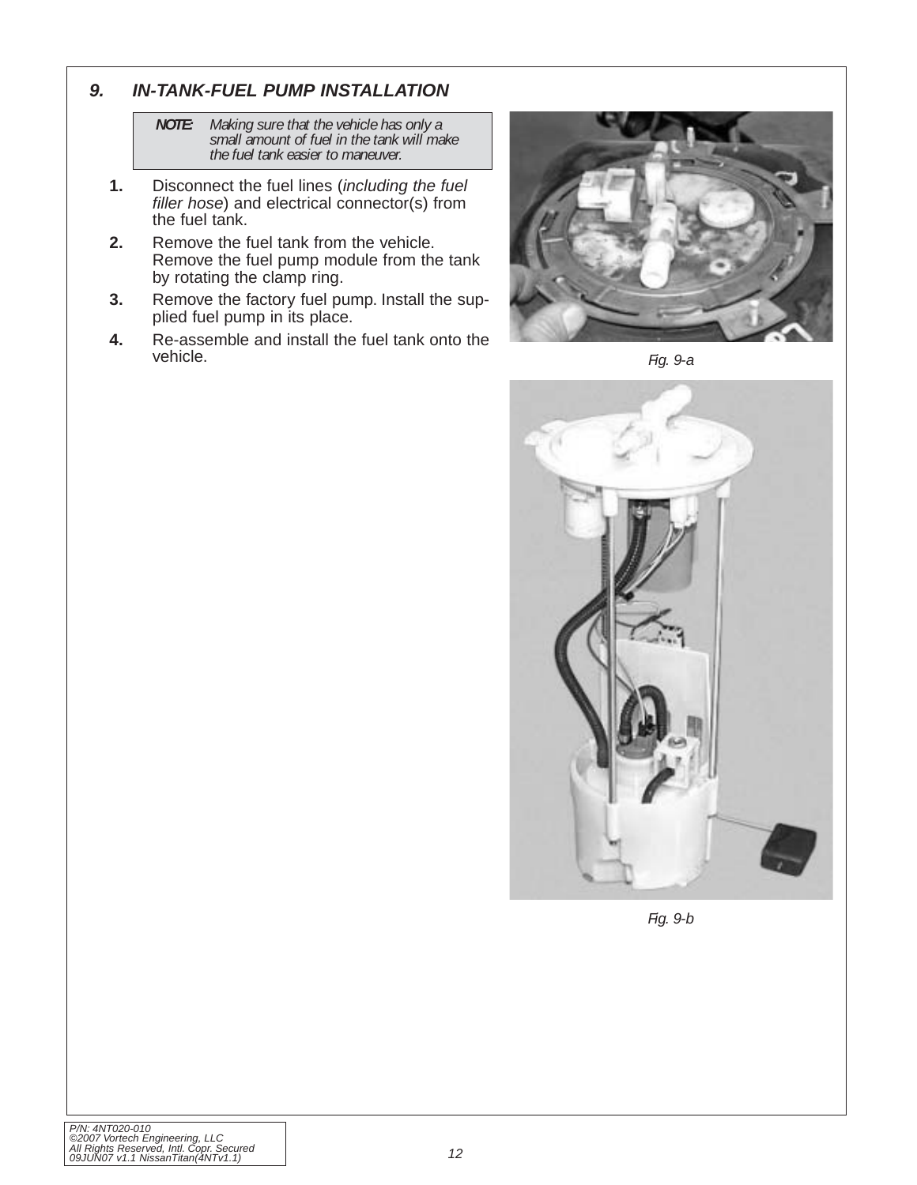## 9. IN-TANK-FUEL PUMP INSTALLATION

> **NOTE:** *Making sure that the vehicle has only a small amount of fuel in the tank will make the fuel tank easier to maneuver.*

1. Disconnect the fuel lines (*including the fuel filler hose*) and electrical connector(s) from the fuel tank.
2. Remove the fuel tank from the vehicle. Remove the fuel pump module from the tank by rotating the clamp ring.
3. Remove the factory fuel pump. Install the supplied fuel pump in its place.
4. Re-assemble and install the fuel tank onto the vehicle.

*Fig. 9-a*

*Fig. 9-b*

P/N: 4NT020-010
©2007 Vortech Engineering, LLC
All Rights Reserved, Intl. Copr. Secured
09JUN07 v1.1 NissanTitan(4NTv1.1)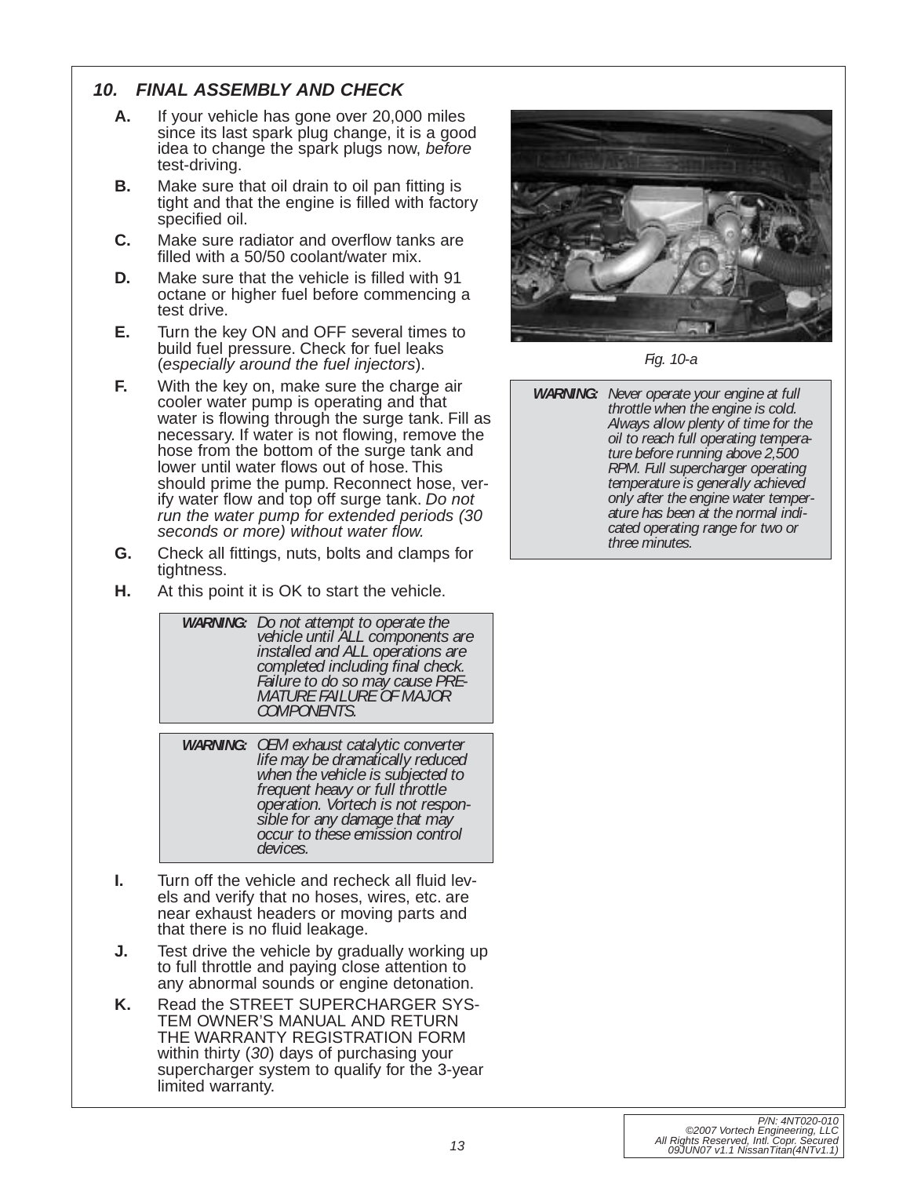## 10. FINAL ASSEMBLY AND CHECK

**A.** If your vehicle has gone over 20,000 miles since its last spark plug change, it is a good idea to change the spark plugs now, *before* test-driving.

**B.** Make sure that oil drain to oil pan fitting is tight and that the engine is filled with factory specified oil.

**C.** Make sure radiator and overflow tanks are filled with a 50/50 coolant/water mix.

**D.** Make sure that the vehicle is filled with 91 octane or higher fuel before commencing a test drive.

**E.** Turn the key ON and OFF several times to build fuel pressure. Check for fuel leaks (*especially around the fuel injectors*).

**F.** With the key on, make sure the charge air cooler water pump is operating and that water is flowing through the surge tank. Fill as necessary. If water is not flowing, remove the hose from the bottom of the surge tank and lower until water flows out of hose. This should prime the pump. Reconnect hose, verify water flow and top off surge tank. *Do not run the water pump for extended periods (30 seconds or more) without water flow.*

**G.** Check all fittings, nuts, bolts and clamps for tightness.

**H.** At this point it is OK to start the vehicle.

> ***WARNING:*** *Do not attempt to operate the vehicle until ALL components are installed and ALL operations are completed including final check. Failure to do so may cause PREMATURE FAILURE OF MAJOR COMPONENTS.*

> ***WARNING:*** *OEM exhaust catalytic converter life may be dramatically reduced when the vehicle is subjected to frequent heavy or full throttle operation. Vortech is not responsible for any damage that may occur to these emission control devices.*

**I.** Turn off the vehicle and recheck all fluid levels and verify that no hoses, wires, etc. are near exhaust headers or moving parts and that there is no fluid leakage.

**J.** Test drive the vehicle by gradually working up to full throttle and paying close attention to any abnormal sounds or engine detonation.

**K.** Read the STREET SUPERCHARGER SYSTEM OWNER'S MANUAL AND RETURN THE WARRANTY REGISTRATION FORM within thirty (*30*) days of purchasing your supercharger system to qualify for the 3-year limited warranty.

*Fig. 10-a*

> ***WARNING:*** *Never operate your engine at full throttle when the engine is cold. Always allow plenty of time for the oil to reach full operating temperature before running above 2,500 RPM. Full supercharger operating temperature is generally achieved only after the engine water temperature has been at the normal indicated operating range for two or three minutes.*

P/N: 4NT020-010
©2007 Vortech Engineering, LLC
All Rights Reserved, Intl. Copr. Secured
09JUN07 v1.1 NissanTitan(4NTv1.1)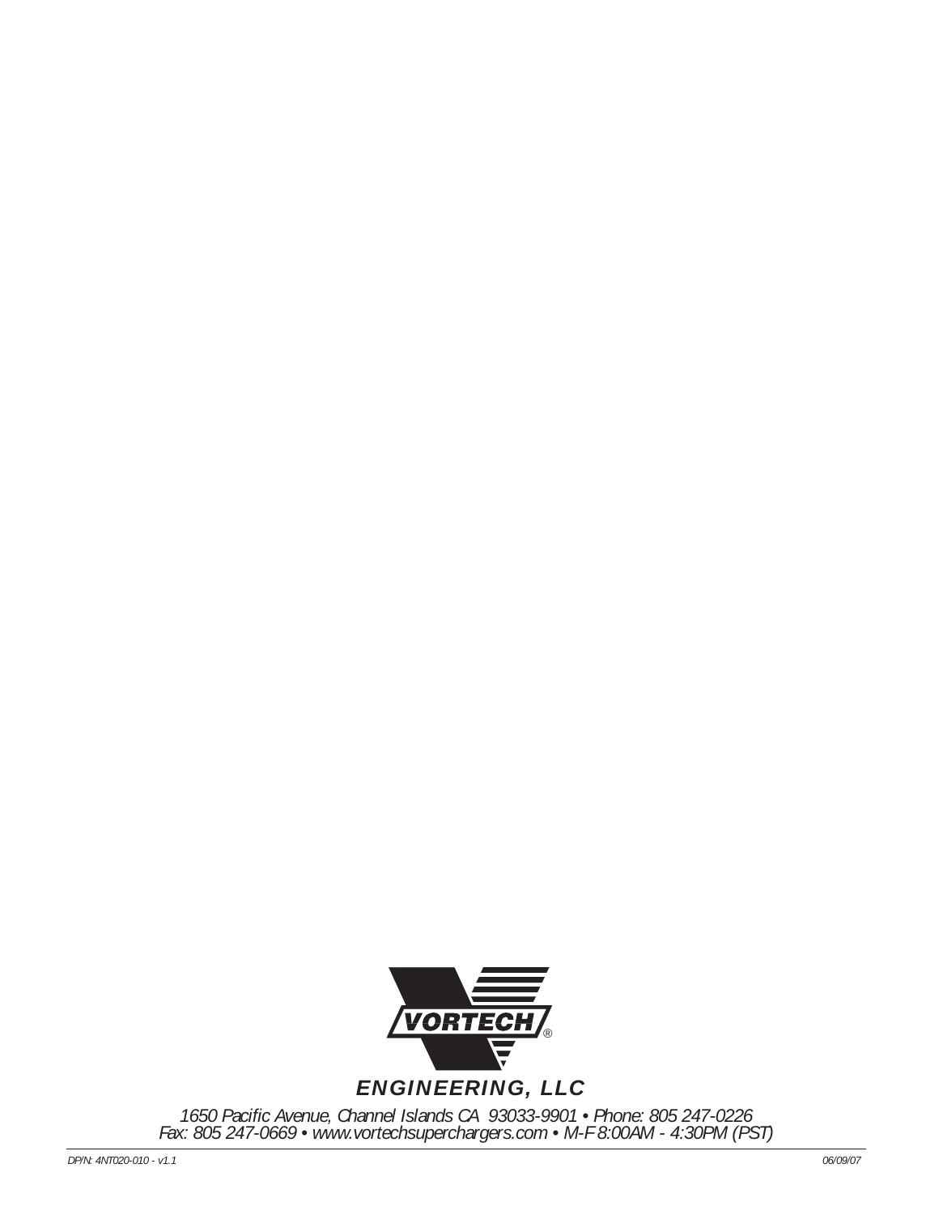VORTECH®

**ENGINEERING, LLC**

*1650 Pacific Avenue, Channel Islands CA 93033-9901 • Phone: 805 247-0226*
*Fax: 805 247-0669 • www.vortechsuperchargers.com • M-F 8:00AM - 4:30PM (PST)*

*DP/N: 4NT020-010 - v1.1* *06/09/07*